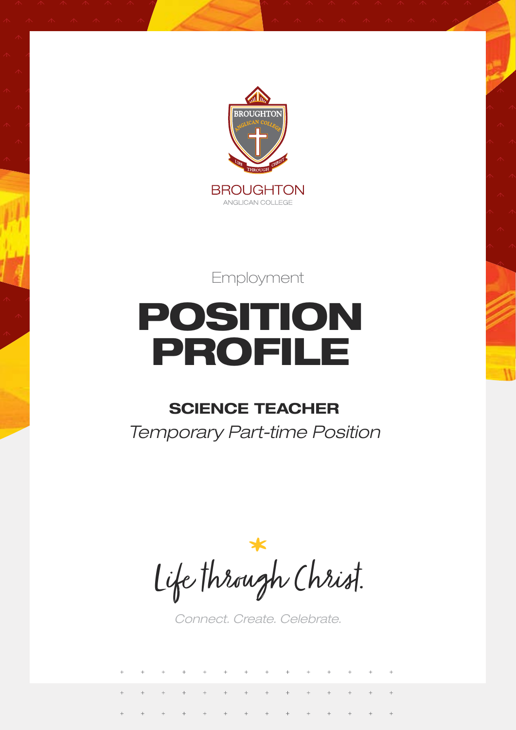BROUGHTON

ANGLICAN COLLEGE

Employment

# POSITION PROFILE

## SCIENCE TEACHER

*Temporary Part-time Position*

Life through Christ.

*Connect. Create. Celebrate.*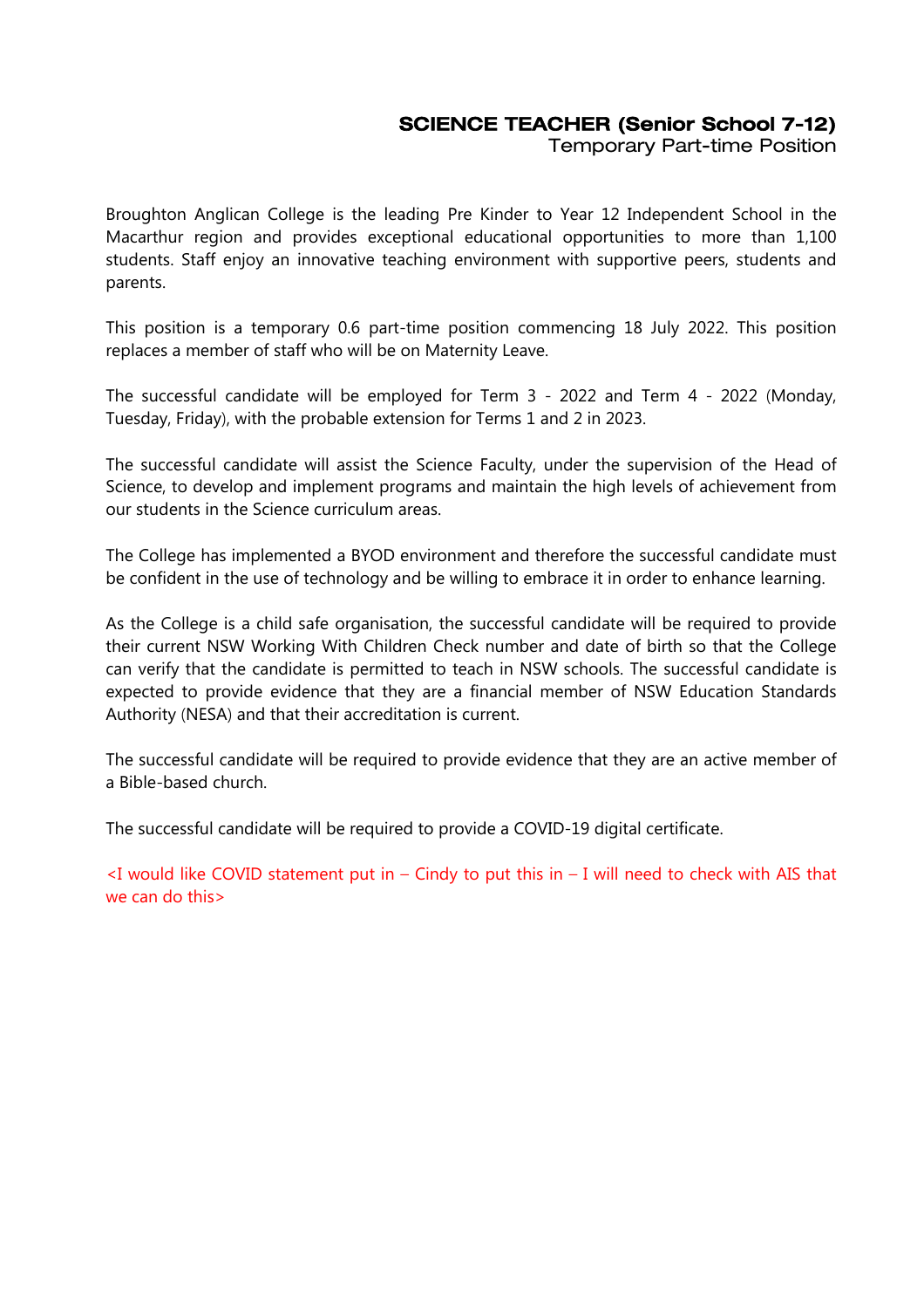# SCIENCE TEACHER (Senior School 7-12)

Temporary Part-time Position

Broughton Anglican College is the leading Pre Kinder to Year 12 Independent School in the Macarthur region and provides exceptional educational opportunities to more than 1,100 students. Staff enjoy an innovative teaching environment with supportive peers, students and parents.

This position is a temporary 0.6 part-time position commencing 18 July 2022. This position replaces a member of staff who will be on Maternity Leave.

The successful candidate will be employed for Term 3 - 2022 and Term 4 - 2022 (Monday, Tuesday, Friday), with the probable extension for Terms 1 and 2 in 2023.

The successful candidate will assist the Science Faculty, under the supervision of the Head of Science, to develop and implement programs and maintain the high levels of achievement from our students in the Science curriculum areas.

The College has implemented a BYOD environment and therefore the successful candidate must be confident in the use of technology and be willing to embrace it in order to enhance learning.

As the College is a child safe organisation, the successful candidate will be required to provide their current NSW Working With Children Check number and date of birth so that the College can verify that the candidate is permitted to teach in NSW schools. The successful candidate is expected to provide evidence that they are a financial member of NSW Education Standards Authority (NESA) and that their accreditation is current.

The successful candidate will be required to provide evidence that they are an active member of a Bible-based church.

The successful candidate will be required to provide a COVID-19 digital certificate.

<I would like COVID statement put in – Cindy to put this in – I will need to check with AIS that we can do this>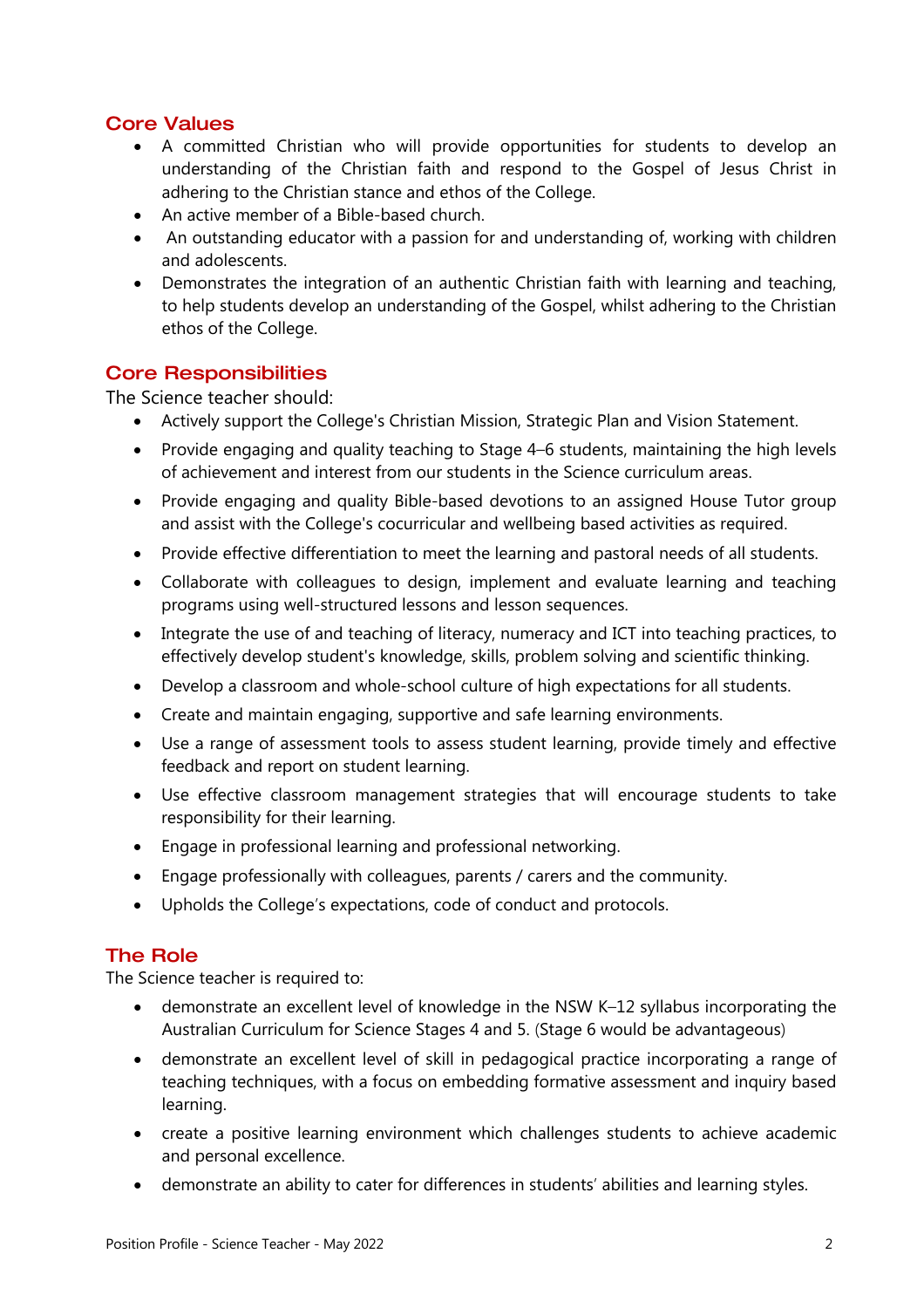## Core Values

- A committed Christian who will provide opportunities for students to develop an understanding of the Christian faith and respond to the Gospel of Jesus Christ in adhering to the Christian stance and ethos of the College.
- An active member of a Bible-based church.
- An outstanding educator with a passion for and understanding of, working with children and adolescents.
- Demonstrates the integration of an authentic Christian faith with learning and teaching, to help students develop an understanding of the Gospel, whilst adhering to the Christian ethos of the College.

## Core Responsibilities

The Science teacher should:

- Actively support the College's Christian Mission, Strategic Plan and Vision Statement.
- Provide engaging and quality teaching to Stage 4–6 students, maintaining the high levels of achievement and interest from our students in the Science curriculum areas.
- Provide engaging and quality Bible-based devotions to an assigned House Tutor group and assist with the College's cocurricular and wellbeing based activities as required.
- Provide effective differentiation to meet the learning and pastoral needs of all students.
- Collaborate with colleagues to design, implement and evaluate learning and teaching programs using well-structured lessons and lesson sequences.
- Integrate the use of and teaching of literacy, numeracy and ICT into teaching practices, to effectively develop student's knowledge, skills, problem solving and scientific thinking.
- Develop a classroom and whole-school culture of high expectations for all students.
- Create and maintain engaging, supportive and safe learning environments.
- Use a range of assessment tools to assess student learning, provide timely and effective feedback and report on student learning.
- Use effective classroom management strategies that will encourage students to take responsibility for their learning.
- Engage in professional learning and professional networking.
- Engage professionally with colleagues, parents / carers and the community.
- Upholds the College's expectations, code of conduct and protocols.

## The Role

The Science teacher is required to:

- demonstrate an excellent level of knowledge in the NSW K–12 syllabus incorporating the Australian Curriculum for Science Stages 4 and 5. (Stage 6 would be advantageous)
- demonstrate an excellent level of skill in pedagogical practice incorporating a range of teaching techniques, with a focus on embedding formative assessment and inquiry based learning.
- create a positive learning environment which challenges students to achieve academic and personal excellence.
- demonstrate an ability to cater for differences in students' abilities and learning styles.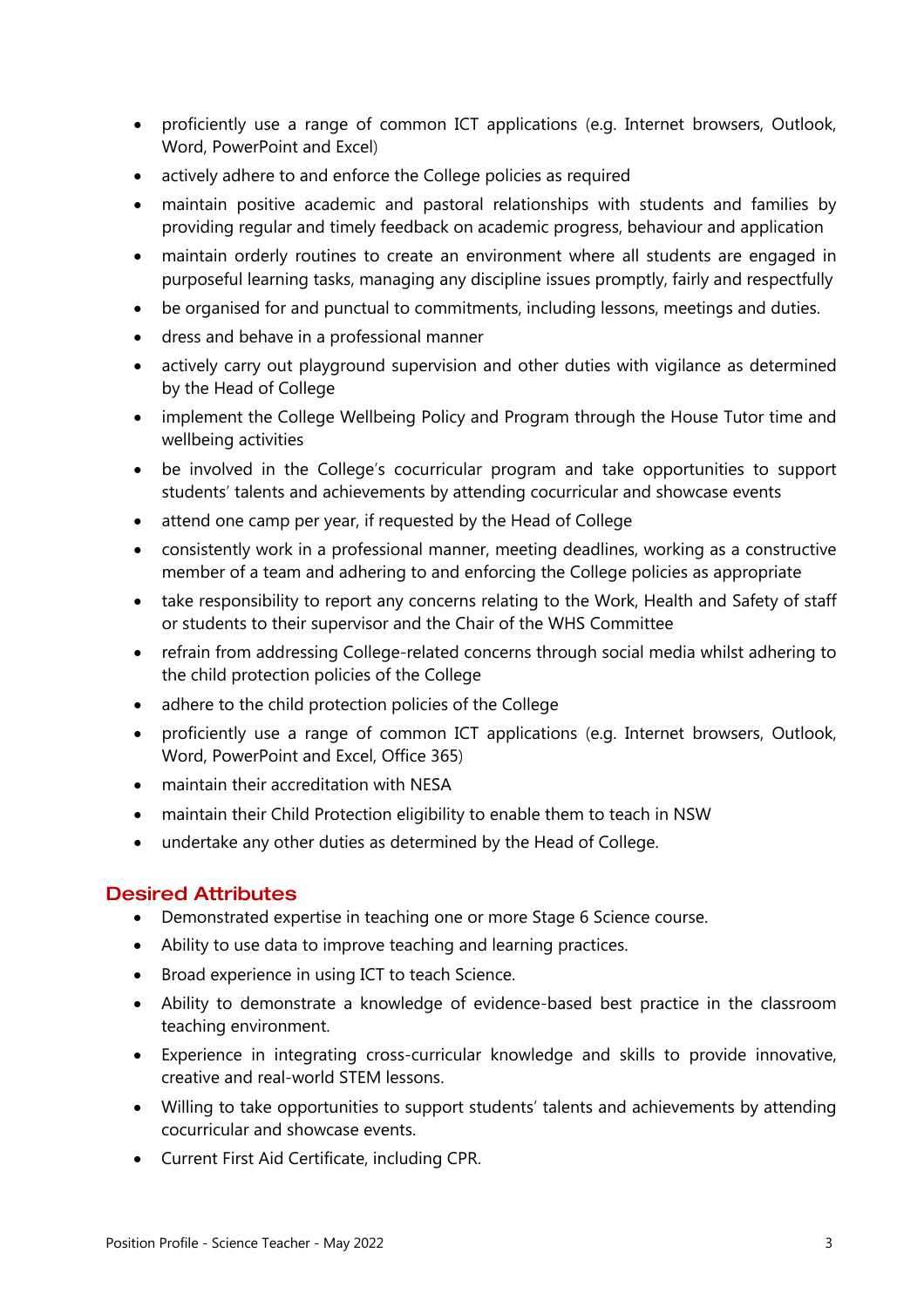- proficiently use a range of common ICT applications (e.g. Internet browsers, Outlook, Word, PowerPoint and Excel)
- actively adhere to and enforce the College policies as required
- maintain positive academic and pastoral relationships with students and families by providing regular and timely feedback on academic progress, behaviour and application
- maintain orderly routines to create an environment where all students are engaged in purposeful learning tasks, managing any discipline issues promptly, fairly and respectfully
- be organised for and punctual to commitments, including lessons, meetings and duties.
- dress and behave in a professional manner
- actively carry out playground supervision and other duties with vigilance as determined by the Head of College
- implement the College Wellbeing Policy and Program through the House Tutor time and wellbeing activities
- be involved in the College's cocurricular program and take opportunities to support students' talents and achievements by attending cocurricular and showcase events
- attend one camp per year, if requested by the Head of College
- consistently work in a professional manner, meeting deadlines, working as a constructive member of a team and adhering to and enforcing the College policies as appropriate
- take responsibility to report any concerns relating to the Work, Health and Safety of staff or students to their supervisor and the Chair of the WHS Committee
- refrain from addressing College-related concerns through social media whilst adhering to the child protection policies of the College
- adhere to the child protection policies of the College
- proficiently use a range of common ICT applications (e.g. Internet browsers, Outlook, Word, PowerPoint and Excel, Office 365)
- maintain their accreditation with NESA
- maintain their Child Protection eligibility to enable them to teach in NSW
- undertake any other duties as determined by the Head of College.

## Desired Attributes

- Demonstrated expertise in teaching one or more Stage 6 Science course.
- Ability to use data to improve teaching and learning practices.
- Broad experience in using ICT to teach Science.
- Ability to demonstrate a knowledge of evidence-based best practice in the classroom teaching environment.
- Experience in integrating cross-curricular knowledge and skills to provide innovative, creative and real-world STEM lessons.
- Willing to take opportunities to support students' talents and achievements by attending cocurricular and showcase events.
- Current First Aid Certificate, including CPR.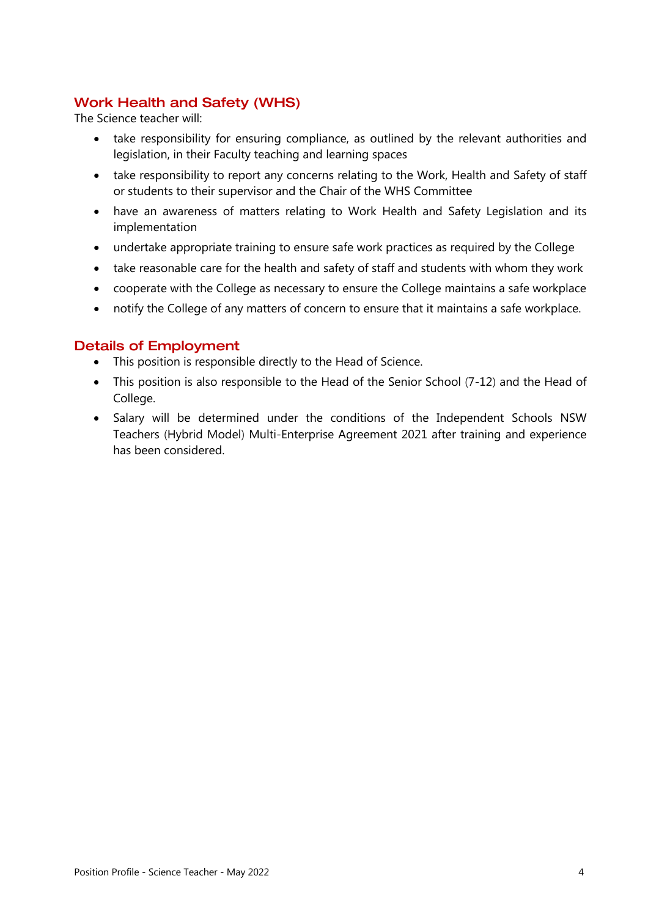## Work Health and Safety (WHS)

The Science teacher will:

- take responsibility for ensuring compliance, as outlined by the relevant authorities and legislation, in their Faculty teaching and learning spaces
- take responsibility to report any concerns relating to the Work, Health and Safety of staff or students to their supervisor and the Chair of the WHS Committee
- have an awareness of matters relating to Work Health and Safety Legislation and its implementation
- undertake appropriate training to ensure safe work practices as required by the College
- take reasonable care for the health and safety of staff and students with whom they work
- cooperate with the College as necessary to ensure the College maintains a safe workplace
- notify the College of any matters of concern to ensure that it maintains a safe workplace.

## Details of Employment

- This position is responsible directly to the Head of Science.
- This position is also responsible to the Head of the Senior School (7-12) and the Head of College.
- Salary will be determined under the conditions of the Independent Schools NSW Teachers (Hybrid Model) Multi-Enterprise Agreement 2021 after training and experience has been considered.